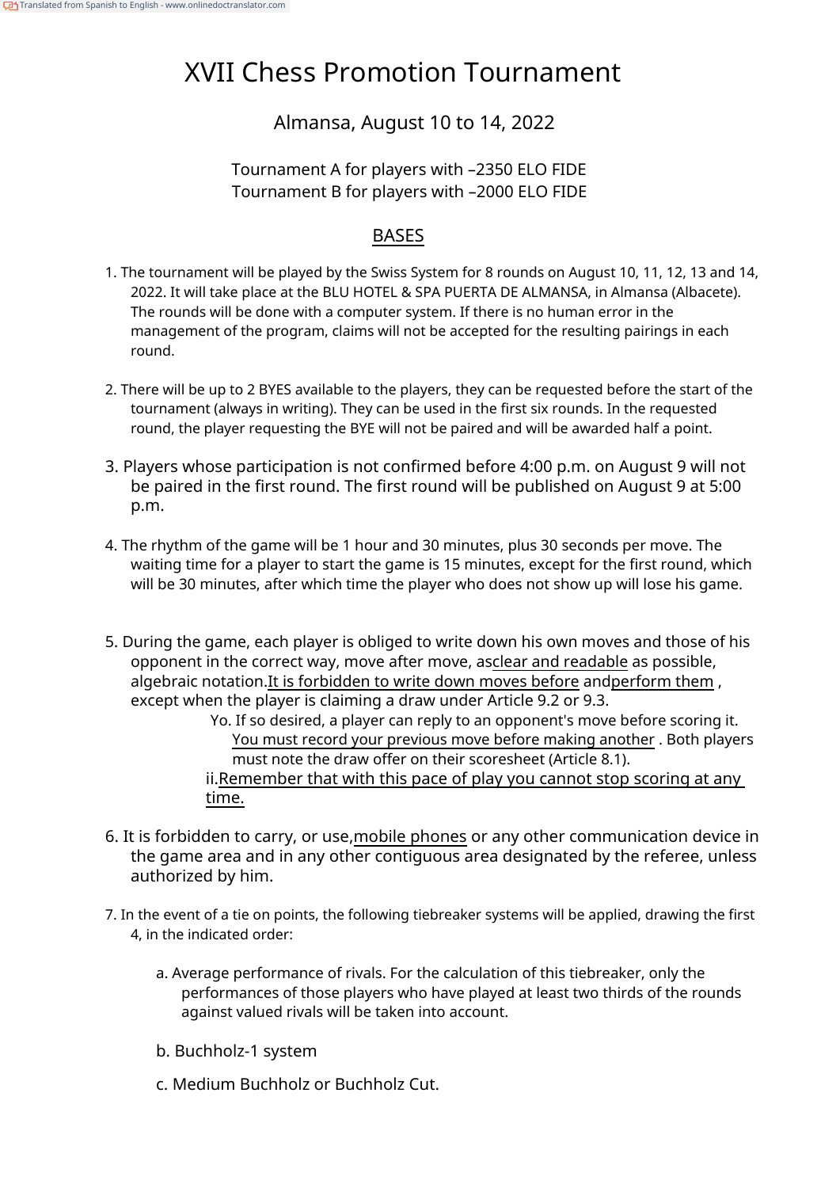# XVII Chess Promotion Tournament

Almansa, August 10 to 14, 2022

Tournament A for players with –2350 ELO FIDE
Tournament B for players with –2000 ELO FIDE

## BASES

1. The tournament will be played by the Swiss System for 8 rounds on August 10, 11, 12, 13 and 14, 2022. It will take place at the BLU HOTEL & SPA PUERTA DE ALMANSA, in Almansa (Albacete). The rounds will be done with a computer system. If there is no human error in the management of the program, claims will not be accepted for the resulting pairings in each round.

2. There will be up to 2 BYES available to the players, they can be requested before the start of the tournament (always in writing). They can be used in the first six rounds. In the requested round, the player requesting the BYE will not be paired and will be awarded half a point.

3. Players whose participation is not confirmed before 4:00 p.m. on August 9 will not be paired in the first round. The first round will be published on August 9 at 5:00 p.m.

4. The rhythm of the game will be 1 hour and 30 minutes, plus 30 seconds per move. The waiting time for a player to start the game is 15 minutes, except for the first round, which will be 30 minutes, after which time the player who does not show up will lose his game.

5. During the game, each player is obliged to write down his own moves and those of his opponent in the correct way, move after move, as clear and readable as possible, algebraic notation. It is forbidden to write down moves before and perform them , except when the player is claiming a draw under Article 9.2 or 9.3.
   - Yo. If so desired, a player can reply to an opponent's move before scoring it. You must record your previous move before making another . Both players must note the draw offer on their scoresheet (Article 8.1).
   - ii. Remember that with this pace of play you cannot stop scoring at any time.

6. It is forbidden to carry, or use, mobile phones or any other communication device in the game area and in any other contiguous area designated by the referee, unless authorized by him.

7. In the event of a tie on points, the following tiebreaker systems will be applied, drawing the first 4, in the indicated order:

   a. Average performance of rivals. For the calculation of this tiebreaker, only the performances of those players who have played at least two thirds of the rounds against valued rivals will be taken into account.

   b. Buchholz-1 system

   c. Medium Buchholz or Buchholz Cut.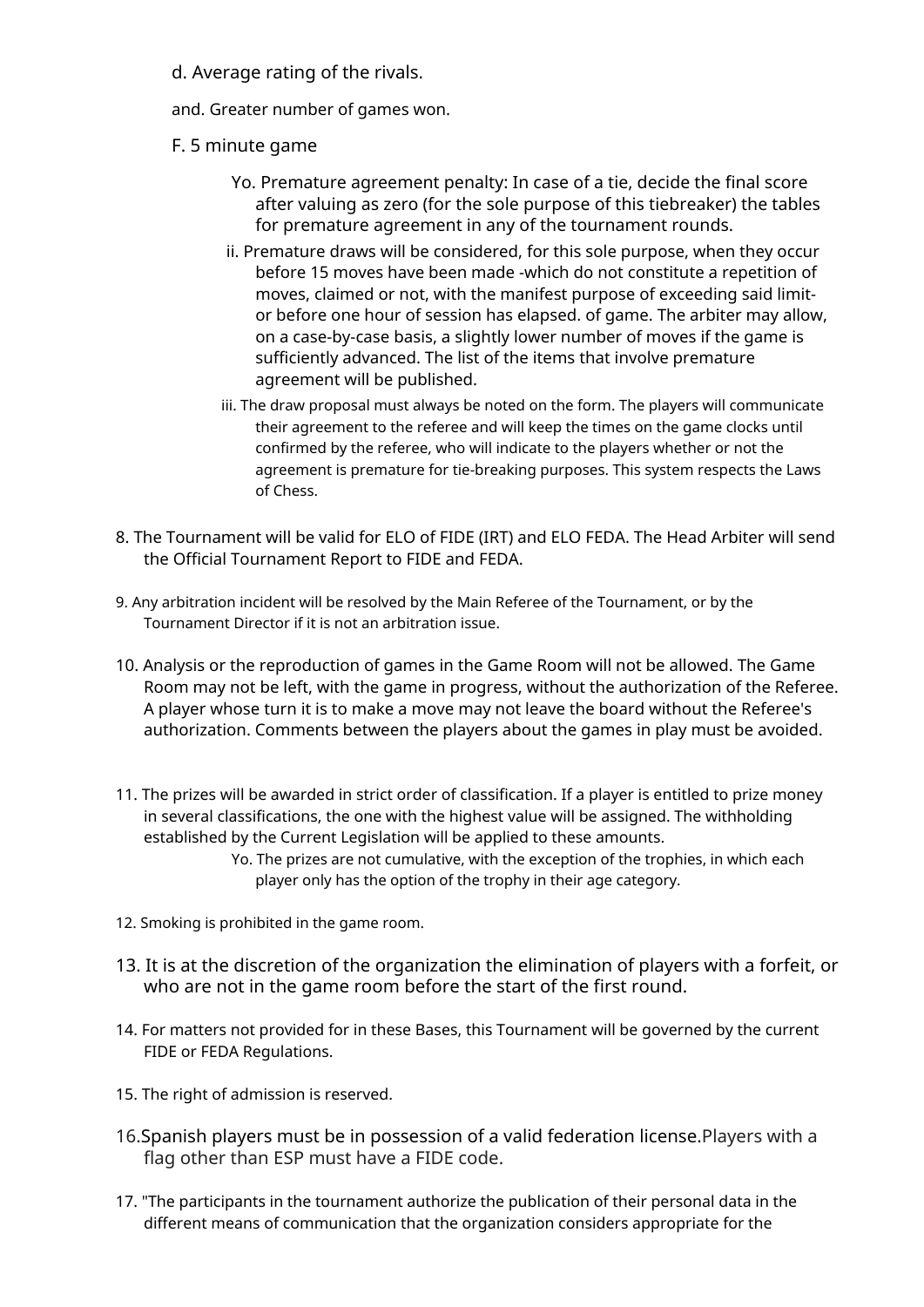d. Average rating of the rivals.

and. Greater number of games won.

F. 5 minute game

Yo. Premature agreement penalty: In case of a tie, decide the final score after valuing as zero (for the sole purpose of this tiebreaker) the tables for premature agreement in any of the tournament rounds.

ii. Premature draws will be considered, for this sole purpose, when they occur before 15 moves have been made -which do not constitute a repetition of moves, claimed or not, with the manifest purpose of exceeding said limit- or before one hour of session has elapsed. of game. The arbiter may allow, on a case-by-case basis, a slightly lower number of moves if the game is sufficiently advanced. The list of the items that involve premature agreement will be published.

iii. The draw proposal must always be noted on the form. The players will communicate their agreement to the referee and will keep the times on the game clocks until confirmed by the referee, who will indicate to the players whether or not the agreement is premature for tie-breaking purposes. This system respects the Laws of Chess.

8. The Tournament will be valid for ELO of FIDE (IRT) and ELO FEDA. The Head Arbiter will send the Official Tournament Report to FIDE and FEDA.

9. Any arbitration incident will be resolved by the Main Referee of the Tournament, or by the Tournament Director if it is not an arbitration issue.

10. Analysis or the reproduction of games in the Game Room will not be allowed. The Game Room may not be left, with the game in progress, without the authorization of the Referee. A player whose turn it is to make a move may not leave the board without the Referee's authorization. Comments between the players about the games in play must be avoided.

11. The prizes will be awarded in strict order of classification. If a player is entitled to prize money in several classifications, the one with the highest value will be assigned. The withholding established by the Current Legislation will be applied to these amounts.

    Yo. The prizes are not cumulative, with the exception of the trophies, in which each player only has the option of the trophy in their age category.

12. Smoking is prohibited in the game room.

13. It is at the discretion of the organization the elimination of players with a forfeit, or who are not in the game room before the start of the first round.

14. For matters not provided for in these Bases, this Tournament will be governed by the current FIDE or FEDA Regulations.

15. The right of admission is reserved.

16. Spanish players must be in possession of a valid federation license. Players with a flag other than ESP must have a FIDE code.

17. "The participants in the tournament authorize the publication of their personal data in the different means of communication that the organization considers appropriate for the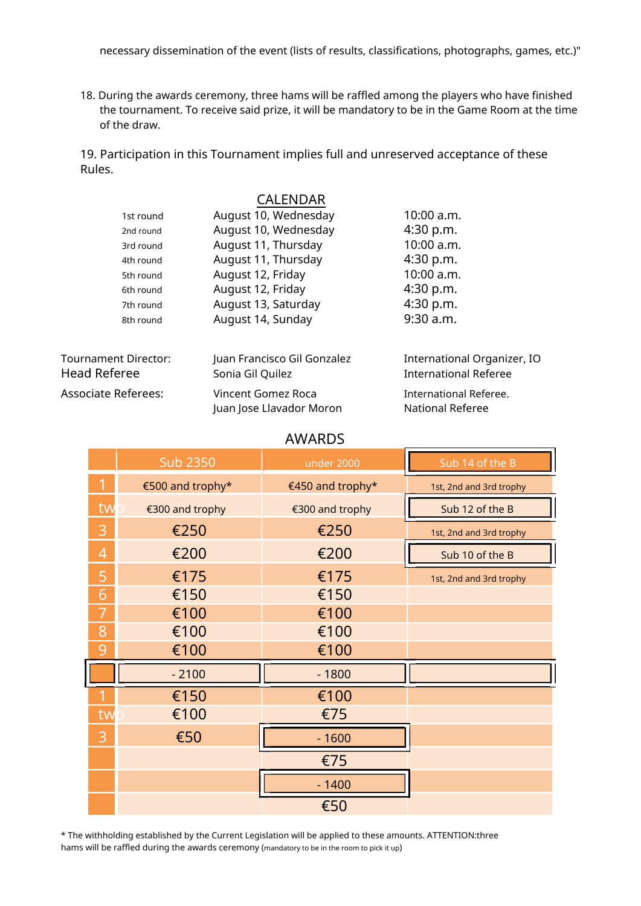necessary dissemination of the event (lists of results, classifications, photographs, games, etc.)"

18. During the awards ceremony, three hams will be raffled among the players who have finished the tournament. To receive said prize, it will be mandatory to be in the Game Room at the time of the draw.

19. Participation in this Tournament implies full and unreserved acceptance of these Rules.

## CALENDAR

| | | |
|---|---|---|
| 1st round | August 10, Wednesday | 10:00 a.m. |
| 2nd round | August 10, Wednesday | 4:30 p.m. |
| 3rd round | August 11, Thursday | 10:00 a.m. |
| 4th round | August 11, Thursday | 4:30 p.m. |
| 5th round | August 12, Friday | 10:00 a.m. |
| 6th round | August 12, Friday | 4:30 p.m. |
| 7th round | August 13, Saturday | 4:30 p.m. |
| 8th round | August 14, Sunday | 9:30 a.m. |

| | | |
|---|---|---|
| Tournament Director: | Juan Francisco Gil Gonzalez | International Organizer, IO |
| Head Referee | Sonia Gil Quilez | International Referee |
| Associate Referees: | Vincent Gomez Roca | International Referee. |
| | Juan Jose Llavador Moron | National Referee |

## AWARDS

| | Sub 2350 | under 2000 | Sub 14 of the B |
|---|---|---|---|
| 1 | €500 and trophy* | €450 and trophy* | 1st, 2nd and 3rd trophy |
| two | €300 and trophy | €300 and trophy | Sub 12 of the B |
| 3 | €250 | €250 | 1st, 2nd and 3rd trophy |
| 4 | €200 | €200 | Sub 10 of the B |
| 5 | €175 | €175 | 1st, 2nd and 3rd trophy |
| 6 | €150 | €150 | |
| 7 | €100 | €100 | |
| 8 | €100 | €100 | |
| 9 | €100 | €100 | |
| | - 2100 | - 1800 | |
| 1 | €150 | €100 | |
| two | €100 | €75 | |
| 3 | €50 | - 1600 | |
| | | €75 | |
| | | - 1400 | |
| | | €50 | |

* The withholding established by the Current Legislation will be applied to these amounts. ATTENTION:three hams will be raffled during the awards ceremony (mandatory to be in the room to pick it up)